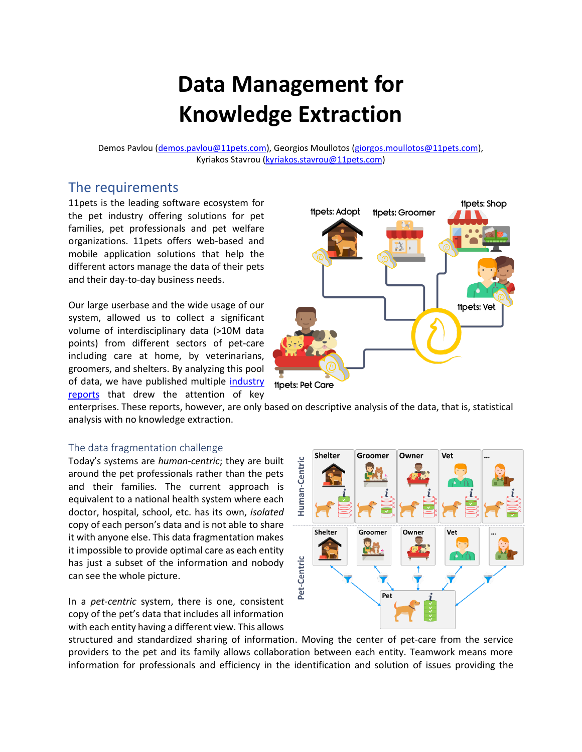# Data Management for Knowledge Extraction

Demos Pavlou (demos.pavlou@11pets.com), Georgios Moullotos (giorgos.moullotos@11pets.com), Kyriakos Stavrou (kyriakos.stavrou@11pets.com)

## The requirements

11pets is the leading software ecosystem for the pet industry offering solutions for pet families, pet professionals and pet welfare organizations. 11pets offers web-based and mobile application solutions that help the different actors manage the data of their pets and their day-to-day business needs.

Our large userbase and the wide usage of our system, allowed us to collect a significant volume of interdisciplinary data (>10M data points) from different sectors of pet-care including care at home, by veterinarians, groomers, and shelters. By analyzing this pool of data, we have published multiple industry reports that drew the attention of key enterprises. These reports, however, are only based on descriptive analysis of the data, that is, statistical analysis with no knowledge extraction.

### The data fragmentation challenge

Today's systems are *human-centric*; they are built around the pet professionals rather than the pets and their families. The current approach is equivalent to a national health system where each doctor, hospital, school, etc. has its own, *isolated* copy of each person's data and is not able to share it with anyone else. This data fragmentation makes it impossible to provide optimal care as each entity has just a subset of the information and nobody can see the whole picture.

In a *pet-centric* system, there is one, consistent copy of the pet's data that includes all information with each entity having a different view. This allows structured and standardized sharing of information. Moving the center of pet-care from the service providers to the pet and its family allows collaboration between each entity. Teamwork means more information for professionals and efficiency in the identification and solution of issues providing the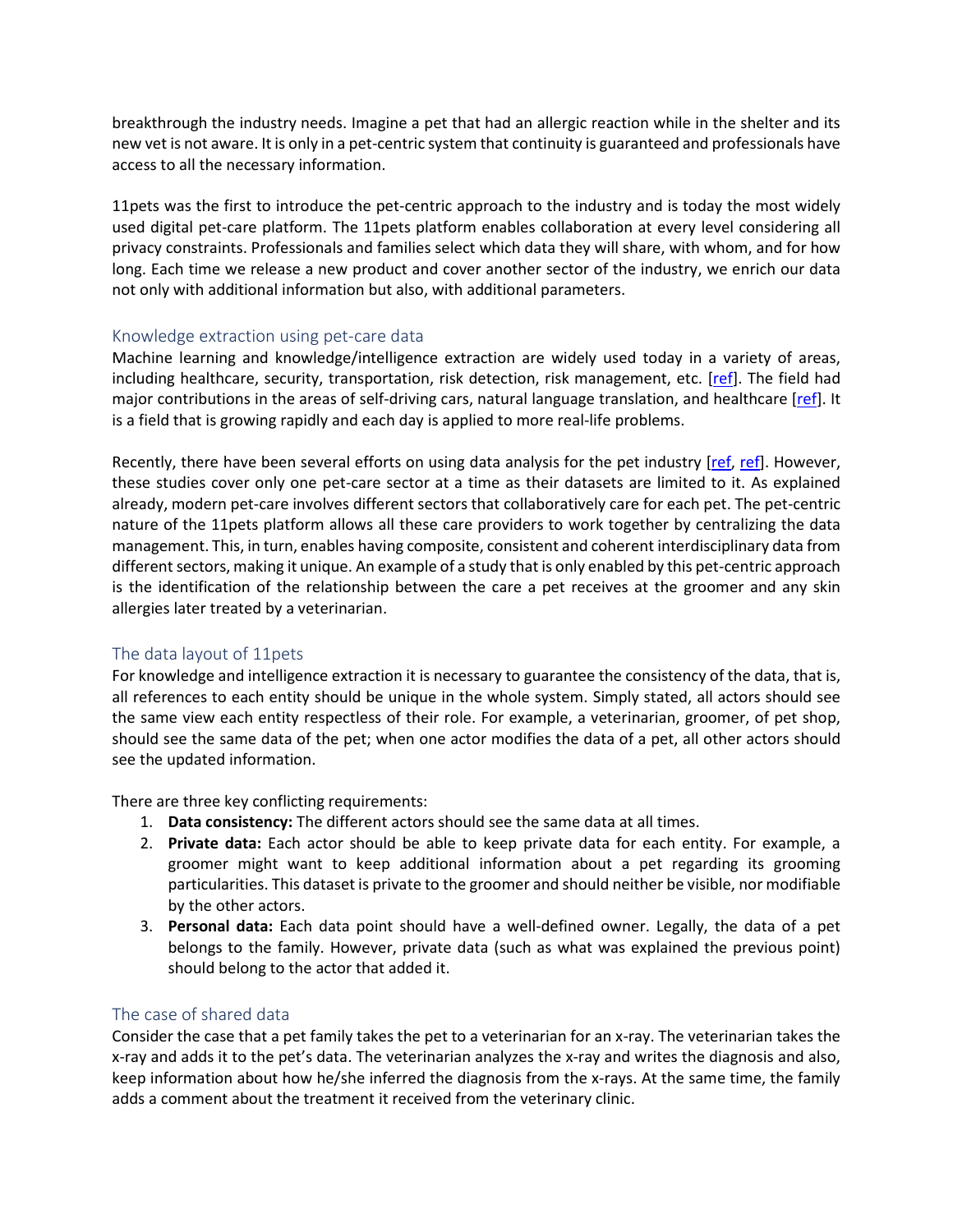breakthrough the industry needs. Imagine a pet that had an allergic reaction while in the shelter and its new vet is not aware. It is only in a pet-centric system that continuity is guaranteed and professionals have access to all the necessary information.

11pets was the first to introduce the pet-centric approach to the industry and is today the most widely used digital pet-care platform. The 11pets platform enables collaboration at every level considering all privacy constraints. Professionals and families select which data they will share, with whom, and for how long. Each time we release a new product and cover another sector of the industry, we enrich our data not only with additional information but also, with additional parameters.

## Knowledge extraction using pet-care data

Machine learning and knowledge/intelligence extraction are widely used today in a variety of areas, including healthcare, security, transportation, risk detection, risk management, etc. [ref]. The field had major contributions in the areas of self-driving cars, natural language translation, and healthcare [ref]. It is a field that is growing rapidly and each day is applied to more real-life problems.

Recently, there have been several efforts on using data analysis for the pet industry [ref, ref]. However, these studies cover only one pet-care sector at a time as their datasets are limited to it. As explained already, modern pet-care involves different sectors that collaboratively care for each pet. The pet-centric nature of the 11pets platform allows all these care providers to work together by centralizing the data management. This, in turn, enables having composite, consistent and coherent interdisciplinary data from different sectors, making it unique. An example of a study that is only enabled by this pet-centric approach is the identification of the relationship between the care a pet receives at the groomer and any skin allergies later treated by a veterinarian.

## The data layout of 11pets

For knowledge and intelligence extraction it is necessary to guarantee the consistency of the data, that is, all references to each entity should be unique in the whole system. Simply stated, all actors should see the same view each entity respectless of their role. For example, a veterinarian, groomer, of pet shop, should see the same data of the pet; when one actor modifies the data of a pet, all other actors should see the updated information.

There are three key conflicting requirements:

1. **Data consistency:** The different actors should see the same data at all times.
2. **Private data:** Each actor should be able to keep private data for each entity. For example, a groomer might want to keep additional information about a pet regarding its grooming particularities. This dataset is private to the groomer and should neither be visible, nor modifiable by the other actors.
3. **Personal data:** Each data point should have a well-defined owner. Legally, the data of a pet belongs to the family. However, private data (such as what was explained the previous point) should belong to the actor that added it.

## The case of shared data

Consider the case that a pet family takes the pet to a veterinarian for an x-ray. The veterinarian takes the x-ray and adds it to the pet's data. The veterinarian analyzes the x-ray and writes the diagnosis and also, keep information about how he/she inferred the diagnosis from the x-rays. At the same time, the family adds a comment about the treatment it received from the veterinary clinic.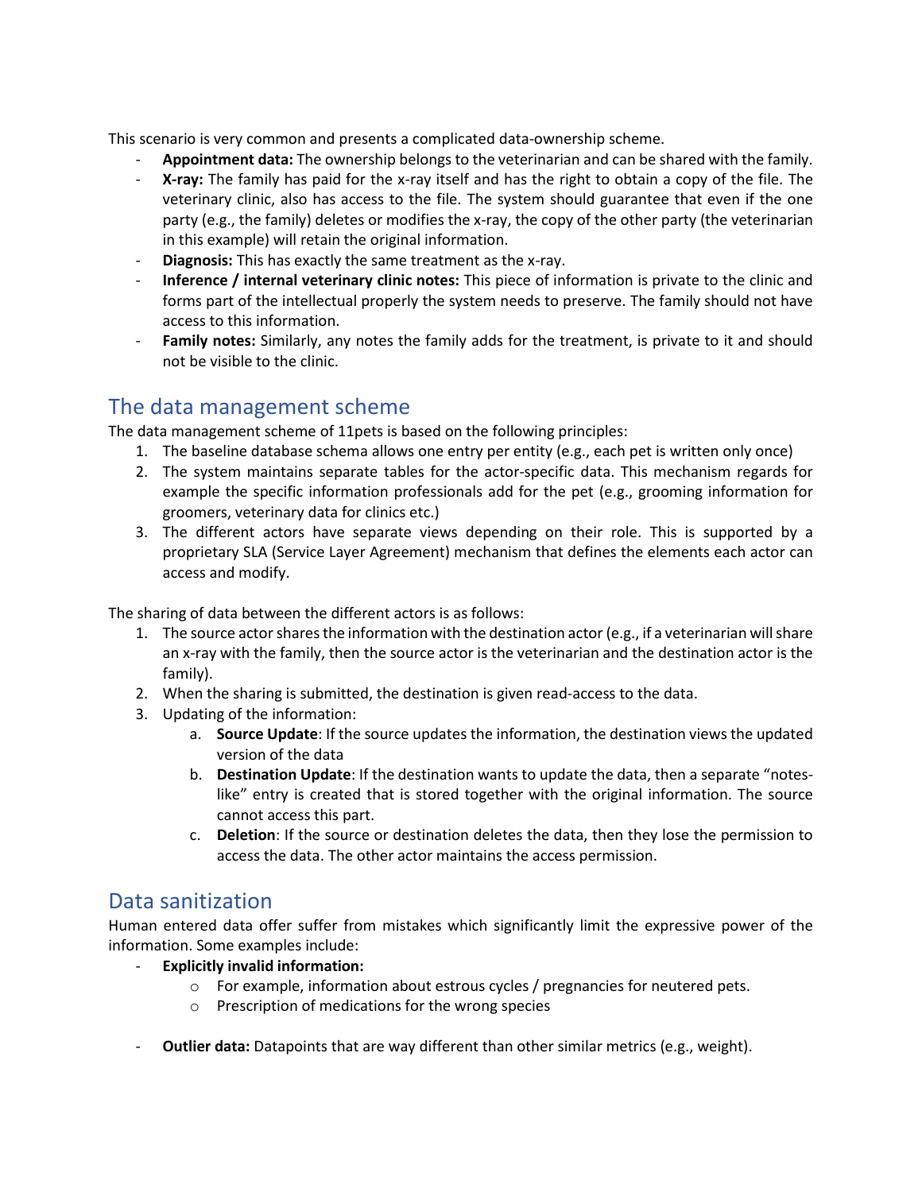This scenario is very common and presents a complicated data-ownership scheme.

- **Appointment data:** The ownership belongs to the veterinarian and can be shared with the family.
- **X-ray:** The family has paid for the x-ray itself and has the right to obtain a copy of the file. The veterinary clinic, also has access to the file. The system should guarantee that even if the one party (e.g., the family) deletes or modifies the x-ray, the copy of the other party (the veterinarian in this example) will retain the original information.
- **Diagnosis:** This has exactly the same treatment as the x-ray.
- **Inference / internal veterinary clinic notes:** This piece of information is private to the clinic and forms part of the intellectual properly the system needs to preserve. The family should not have access to this information.
- **Family notes:** Similarly, any notes the family adds for the treatment, is private to it and should not be visible to the clinic.

## The data management scheme

The data management scheme of 11pets is based on the following principles:

1. The baseline database schema allows one entry per entity (e.g., each pet is written only once)
2. The system maintains separate tables for the actor-specific data. This mechanism regards for example the specific information professionals add for the pet (e.g., grooming information for groomers, veterinary data for clinics etc.)
3. The different actors have separate views depending on their role. This is supported by a proprietary SLA (Service Layer Agreement) mechanism that defines the elements each actor can access and modify.

The sharing of data between the different actors is as follows:

1. The source actor shares the information with the destination actor (e.g., if a veterinarian will share an x-ray with the family, then the source actor is the veterinarian and the destination actor is the family).
2. When the sharing is submitted, the destination is given read-access to the data.
3. Updating of the information:
   a. **Source Update**: If the source updates the information, the destination views the updated version of the data
   b. **Destination Update**: If the destination wants to update the data, then a separate "notes-like" entry is created that is stored together with the original information. The source cannot access this part.
   c. **Deletion**: If the source or destination deletes the data, then they lose the permission to access the data. The other actor maintains the access permission.

## Data sanitization

Human entered data offer suffer from mistakes which significantly limit the expressive power of the information. Some examples include:

- **Explicitly invalid information:**
  - For example, information about estrous cycles / pregnancies for neutered pets.
  - Prescription of medications for the wrong species

- **Outlier data:** Datapoints that are way different than other similar metrics (e.g., weight).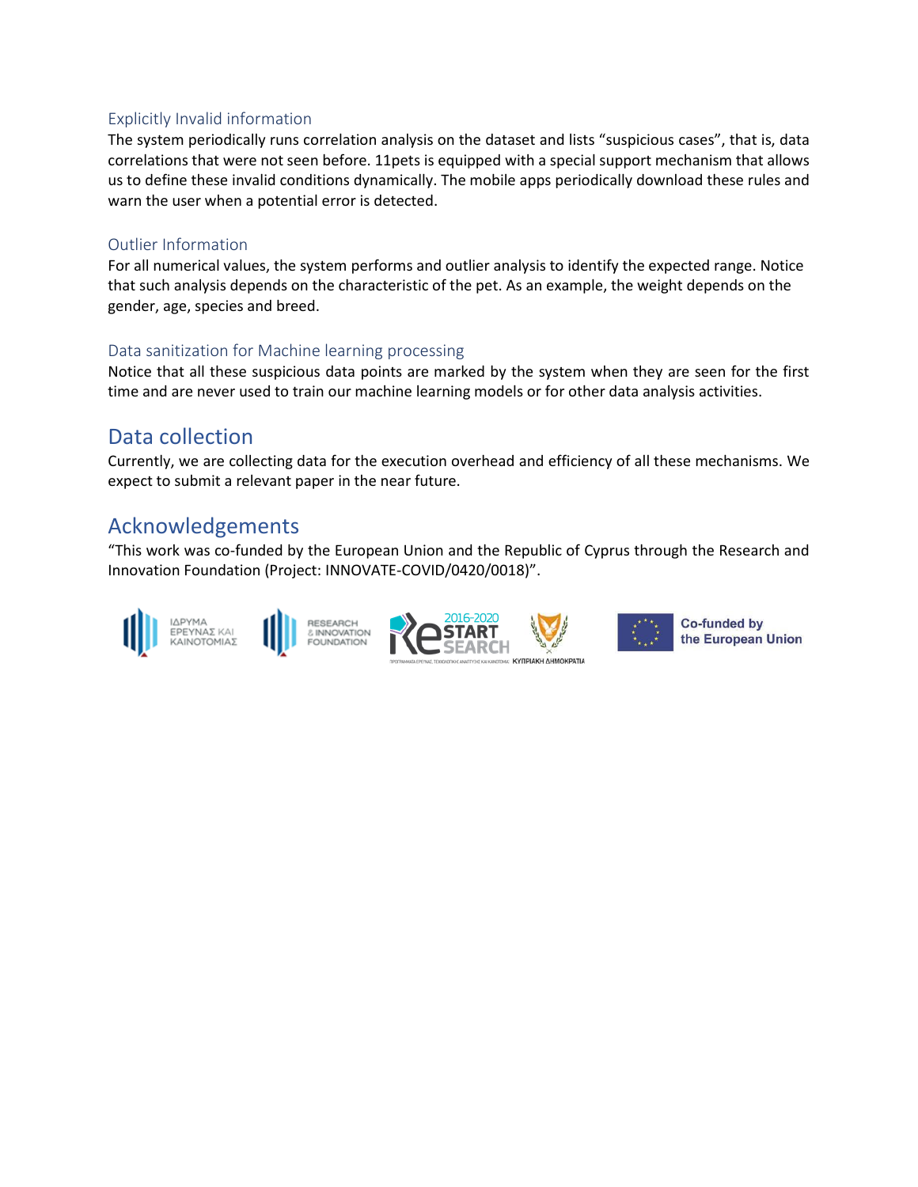### Explicitly Invalid information

The system periodically runs correlation analysis on the dataset and lists "suspicious cases", that is, data correlations that were not seen before. 11pets is equipped with a special support mechanism that allows us to define these invalid conditions dynamically. The mobile apps periodically download these rules and warn the user when a potential error is detected.

### Outlier Information

For all numerical values, the system performs and outlier analysis to identify the expected range. Notice that such analysis depends on the characteristic of the pet. As an example, the weight depends on the gender, age, species and breed.

### Data sanitization for Machine learning processing

Notice that all these suspicious data points are marked by the system when they are seen for the first time and are never used to train our machine learning models or for other data analysis activities.

## Data collection

Currently, we are collecting data for the execution overhead and efficiency of all these mechanisms. We expect to submit a relevant paper in the near future.

## Acknowledgements

"This work was co-funded by the European Union and the Republic of Cyprus through the Research and Innovation Foundation (Project: INNOVATE-COVID/0420/0018)".